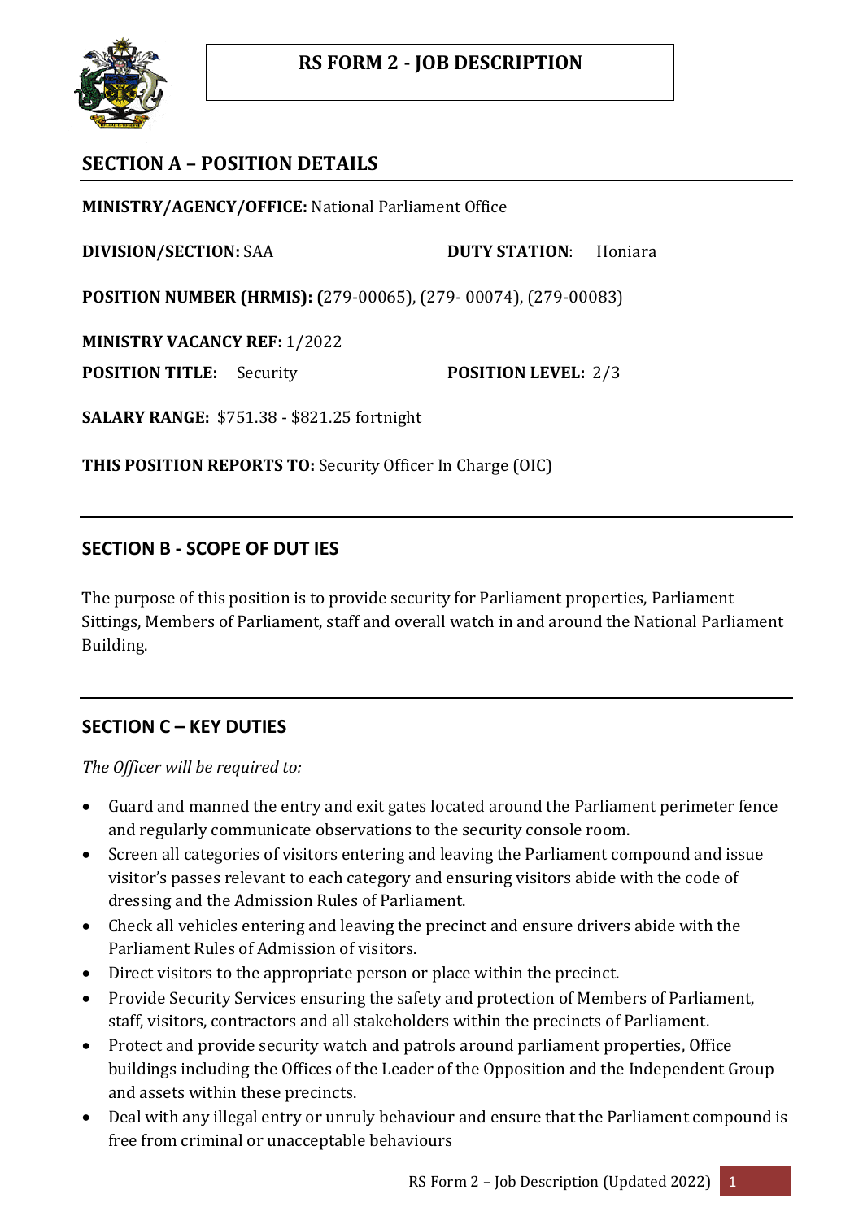# RS FORM 2 - JOB DESCRIPTION

## SECTION A – POSITION DETAILS

**MINISTRY/AGENCY/OFFICE:** National Parliament Office

**DIVISION/SECTION:** SAA **DUTY STATION**: Honiara

**POSITION NUMBER (HRMIS): (**279-00065), (279- 00074), (279-00083)

**MINISTRY VACANCY REF:** 1/2022

**POSITION TITLE:** Security **POSITION LEVEL:** 2/3

**SALARY RANGE:** $751.38 - $821.25 fortnight

**THIS POSITION REPORTS TO:** Security Officer In Charge (OIC)

## SECTION B - SCOPE OF DUT IES

The purpose of this position is to provide security for Parliament properties, Parliament Sittings, Members of Parliament, staff and overall watch in and around the National Parliament Building.

## SECTION C – KEY DUTIES

*The Officer will be required to:*

- Guard and manned the entry and exit gates located around the Parliament perimeter fence and regularly communicate observations to the security console room.
- Screen all categories of visitors entering and leaving the Parliament compound and issue visitor's passes relevant to each category and ensuring visitors abide with the code of dressing and the Admission Rules of Parliament.
- Check all vehicles entering and leaving the precinct and ensure drivers abide with the Parliament Rules of Admission of visitors.
- Direct visitors to the appropriate person or place within the precinct.
- Provide Security Services ensuring the safety and protection of Members of Parliament, staff, visitors, contractors and all stakeholders within the precincts of Parliament.
- Protect and provide security watch and patrols around parliament properties, Office buildings including the Offices of the Leader of the Opposition and the Independent Group and assets within these precincts.
- Deal with any illegal entry or unruly behaviour and ensure that the Parliament compound is free from criminal or unacceptable behaviours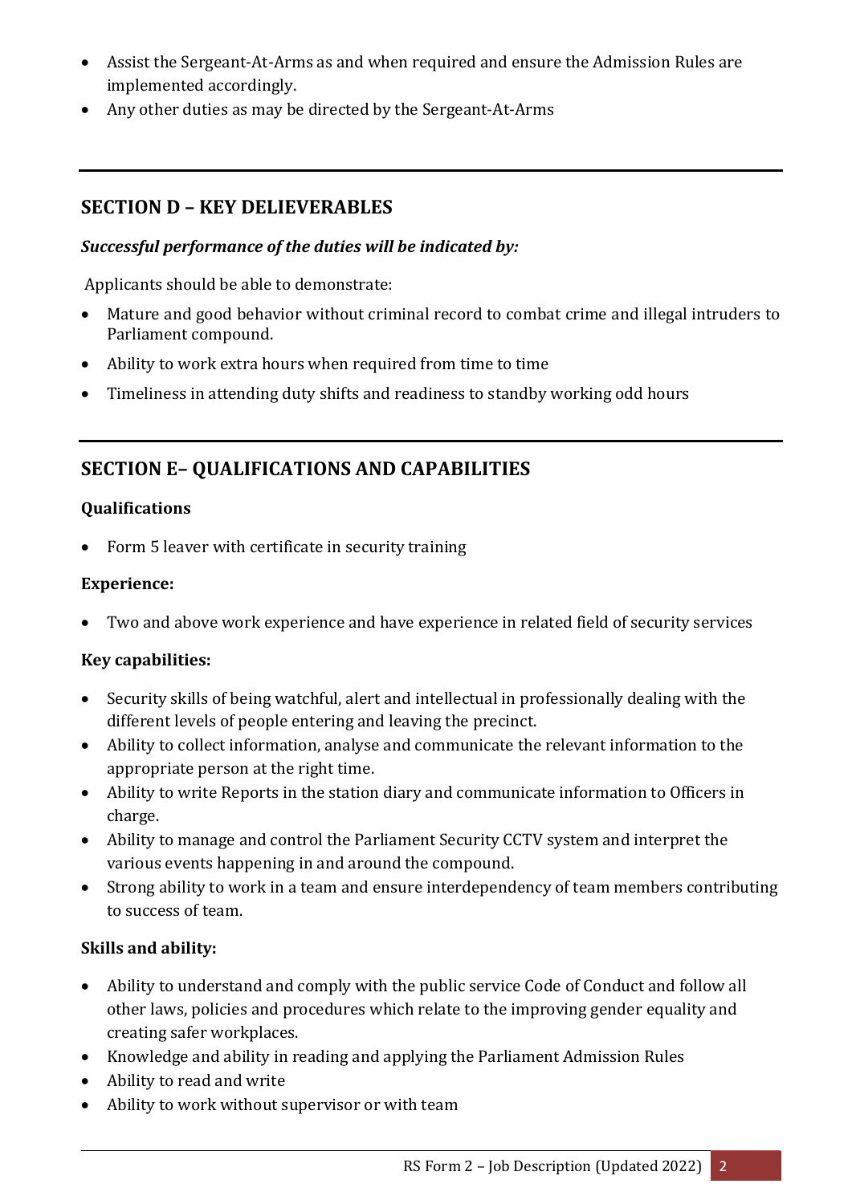- Assist the Sergeant-At-Arms as and when required and ensure the Admission Rules are implemented accordingly.
- Any other duties as may be directed by the Sergeant-At-Arms

---

## SECTION D – KEY DELIEVERABLES

***Successful performance of the duties will be indicated by:***

Applicants should be able to demonstrate:

- Mature and good behavior without criminal record to combat crime and illegal intruders to Parliament compound.
- Ability to work extra hours when required from time to time
- Timeliness in attending duty shifts and readiness to standby working odd hours

---

## SECTION E– QUALIFICATIONS AND CAPABILITIES

**Qualifications**

- Form 5 leaver with certificate in security training

**Experience:**

- Two and above work experience and have experience in related field of security services

**Key capabilities:**

- Security skills of being watchful, alert and intellectual in professionally dealing with the different levels of people entering and leaving the precinct.
- Ability to collect information, analyse and communicate the relevant information to the appropriate person at the right time.
- Ability to write Reports in the station diary and communicate information to Officers in charge.
- Ability to manage and control the Parliament Security CCTV system and interpret the various events happening in and around the compound.
- Strong ability to work in a team and ensure interdependency of team members contributing to success of team.

**Skills and ability:**

- Ability to understand and comply with the public service Code of Conduct and follow all other laws, policies and procedures which relate to the improving gender equality and creating safer workplaces.
- Knowledge and ability in reading and applying the Parliament Admission Rules
- Ability to read and write
- Ability to work without supervisor or with team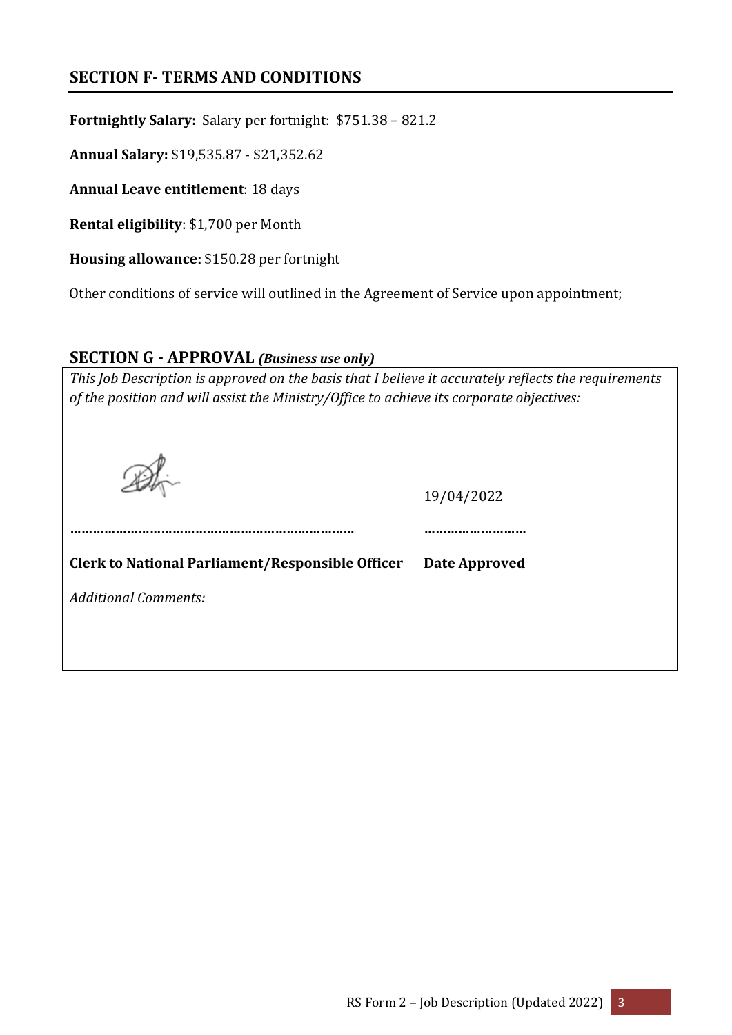## SECTION F- TERMS AND CONDITIONS

**Fortnightly Salary:** Salary per fortnight: $751.38 – 821.2

**Annual Salary:** $19,535.87 - $21,352.62

**Annual Leave entitlement**: 18 days

**Rental eligibility**: $1,700 per Month

**Housing allowance:** $150.28 per fortnight

Other conditions of service will outlined in the Agreement of Service upon appointment;

## SECTION G - APPROVAL *(Business use only)*

*This Job Description is approved on the basis that I believe it accurately reflects the requirements of the position and will assist the Ministry/Office to achieve its corporate objectives:*

| | |
|---|---|
| ……………………………………………………………… | 19/04/2022 ……………………… |
| **Clerk to National Parliament/Responsible Officer** | **Date Approved** |

*Additional Comments:*